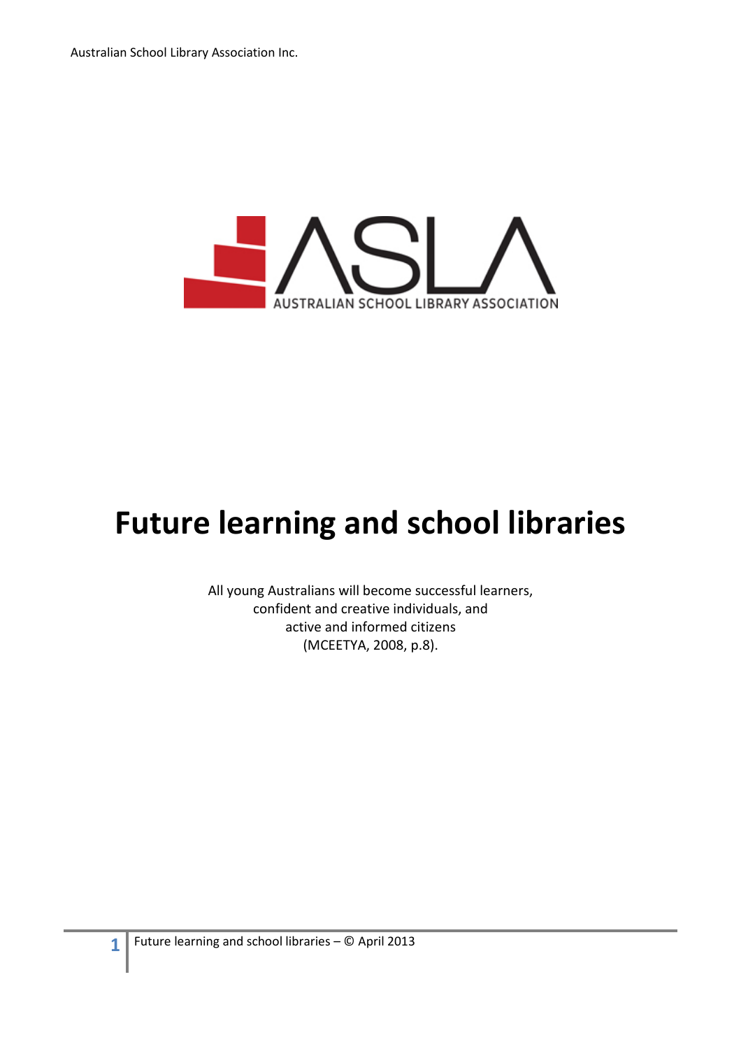Australian School Library Association Inc.

ASLA
AUSTRALIAN SCHOOL LIBRARY ASSOCIATION

# Future learning and school libraries

All young Australians will become successful learners,
confident and creative individuals, and
active and informed citizens
(MCEETYA, 2008, p.8).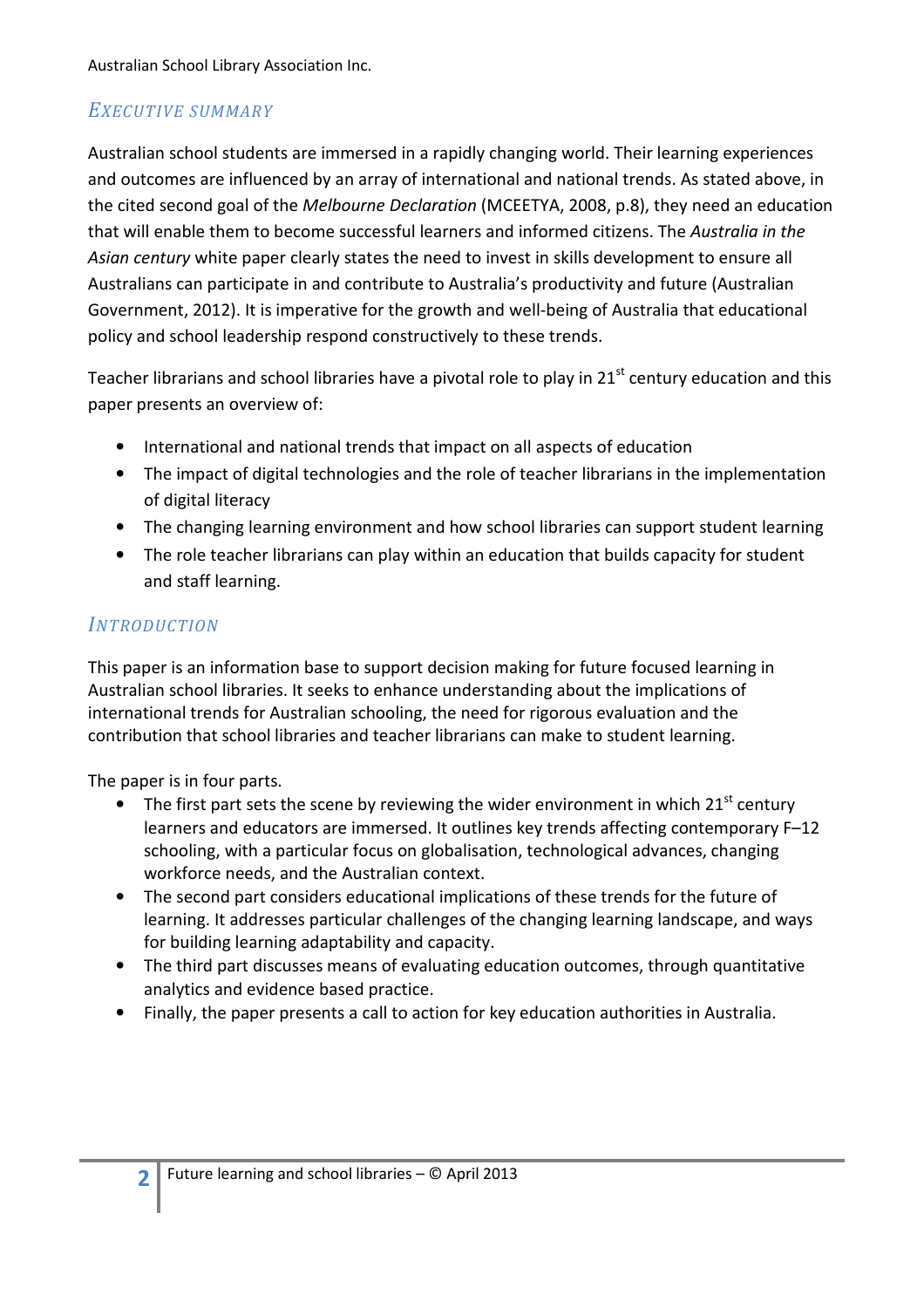## Executive summary

Australian school students are immersed in a rapidly changing world. Their learning experiences and outcomes are influenced by an array of international and national trends. As stated above, in the cited second goal of the *Melbourne Declaration* (MCEETYA, 2008, p.8), they need an education that will enable them to become successful learners and informed citizens. The *Australia in the Asian century* white paper clearly states the need to invest in skills development to ensure all Australians can participate in and contribute to Australia's productivity and future (Australian Government, 2012). It is imperative for the growth and well-being of Australia that educational policy and school leadership respond constructively to these trends.

Teacher librarians and school libraries have a pivotal role to play in 21st century education and this paper presents an overview of:

- International and national trends that impact on all aspects of education
- The impact of digital technologies and the role of teacher librarians in the implementation of digital literacy
- The changing learning environment and how school libraries can support student learning
- The role teacher librarians can play within an education that builds capacity for student and staff learning.

## Introduction

This paper is an information base to support decision making for future focused learning in Australian school libraries. It seeks to enhance understanding about the implications of international trends for Australian schooling, the need for rigorous evaluation and the contribution that school libraries and teacher librarians can make to student learning.

The paper is in four parts.

- The first part sets the scene by reviewing the wider environment in which 21st century learners and educators are immersed. It outlines key trends affecting contemporary F–12 schooling, with a particular focus on globalisation, technological advances, changing workforce needs, and the Australian context.
- The second part considers educational implications of these trends for the future of learning. It addresses particular challenges of the changing learning landscape, and ways for building learning adaptability and capacity.
- The third part discusses means of evaluating education outcomes, through quantitative analytics and evidence based practice.
- Finally, the paper presents a call to action for key education authorities in Australia.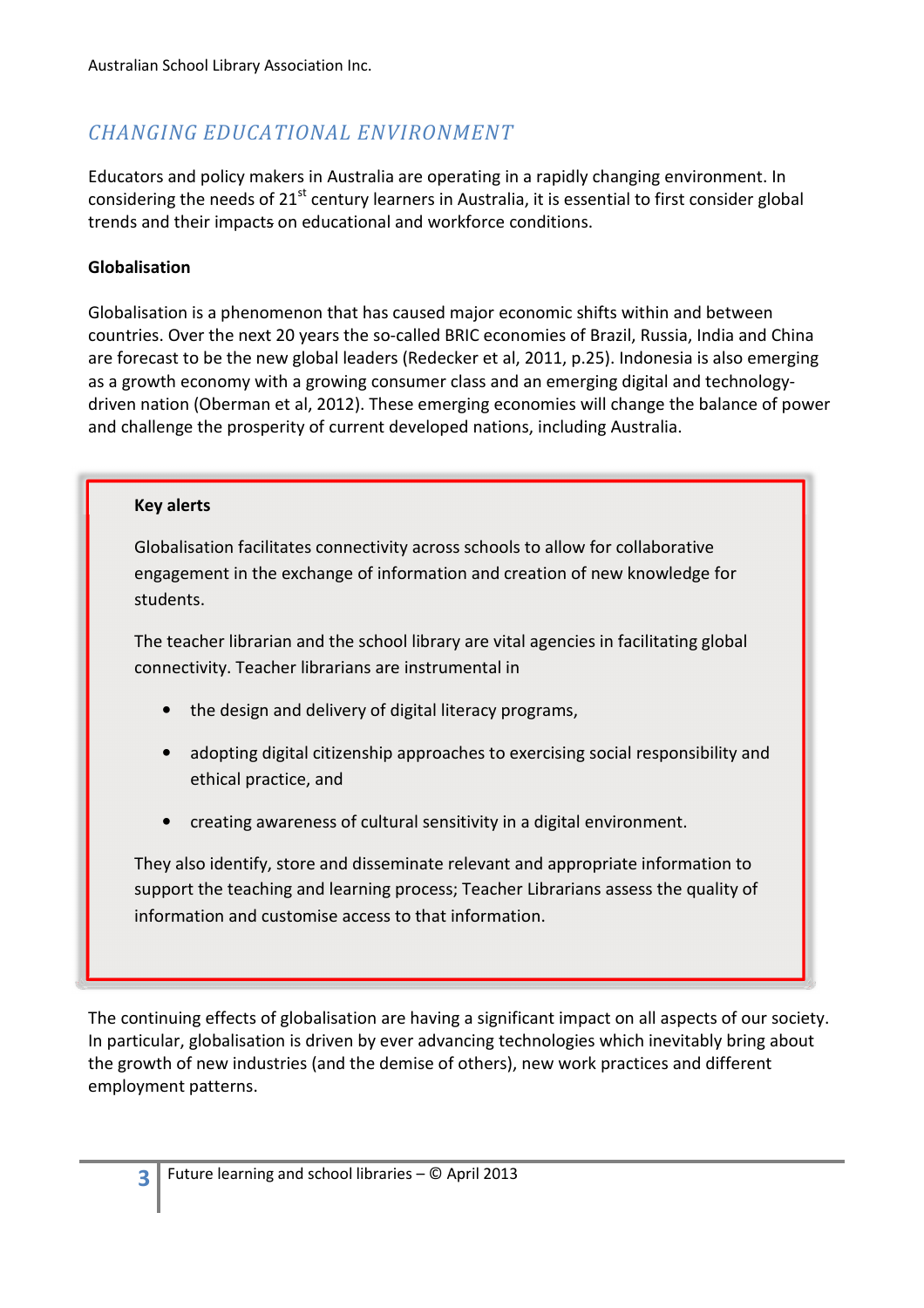## *CHANGING EDUCATIONAL ENVIRONMENT*

Educators and policy makers in Australia are operating in a rapidly changing environment. In considering the needs of 21st century learners in Australia, it is essential to first consider global trends and their impacts on educational and workforce conditions.

**Globalisation**

Globalisation is a phenomenon that has caused major economic shifts within and between countries. Over the next 20 years the so-called BRIC economies of Brazil, Russia, India and China are forecast to be the new global leaders (Redecker et al, 2011, p.25). Indonesia is also emerging as a growth economy with a growing consumer class and an emerging digital and technology-driven nation (Oberman et al, 2012). These emerging economies will change the balance of power and challenge the prosperity of current developed nations, including Australia.

> **Key alerts**
>
> Globalisation facilitates connectivity across schools to allow for collaborative engagement in the exchange of information and creation of new knowledge for students.
>
> The teacher librarian and the school library are vital agencies in facilitating global connectivity. Teacher librarians are instrumental in
>
> - the design and delivery of digital literacy programs,
> - adopting digital citizenship approaches to exercising social responsibility and ethical practice, and
> - creating awareness of cultural sensitivity in a digital environment.
>
> They also identify, store and disseminate relevant and appropriate information to support the teaching and learning process; Teacher Librarians assess the quality of information and customise access to that information.

The continuing effects of globalisation are having a significant impact on all aspects of our society. In particular, globalisation is driven by ever advancing technologies which inevitably bring about the growth of new industries (and the demise of others), new work practices and different employment patterns.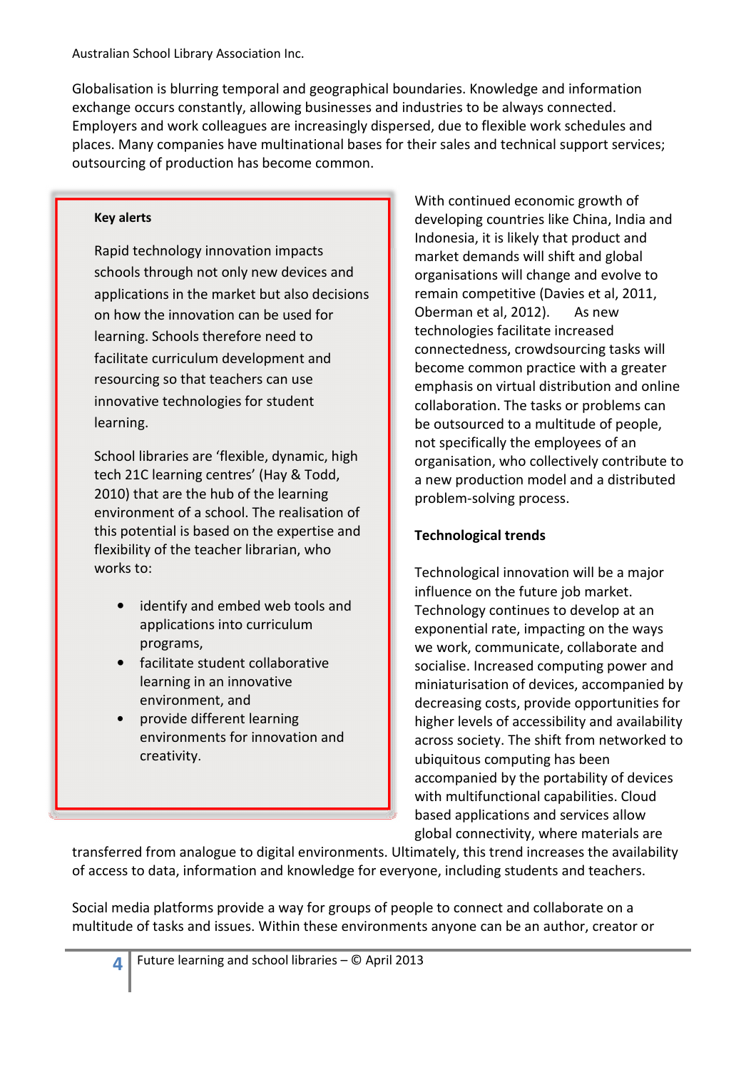Globalisation is blurring temporal and geographical boundaries. Knowledge and information exchange occurs constantly, allowing businesses and industries to be always connected. Employers and work colleagues are increasingly dispersed, due to flexible work schedules and places. Many companies have multinational bases for their sales and technical support services; outsourcing of production has become common.

> **Key alerts**
>
> Rapid technology innovation impacts schools through not only new devices and applications in the market but also decisions on how the innovation can be used for learning. Schools therefore need to facilitate curriculum development and resourcing so that teachers can use innovative technologies for student learning.
>
> School libraries are 'flexible, dynamic, high tech 21C learning centres' (Hay & Todd, 2010) that are the hub of the learning environment of a school. The realisation of this potential is based on the expertise and flexibility of the teacher librarian, who works to:
>
> - identify and embed web tools and applications into curriculum programs,
> - facilitate student collaborative learning in an innovative environment, and
> - provide different learning environments for innovation and creativity.

With continued economic growth of developing countries like China, India and Indonesia, it is likely that product and market demands will shift and global organisations will change and evolve to remain competitive (Davies et al, 2011, Oberman et al, 2012). As new technologies facilitate increased connectedness, crowdsourcing tasks will become common practice with a greater emphasis on virtual distribution and online collaboration. The tasks or problems can be outsourced to a multitude of people, not specifically the employees of an organisation, who collectively contribute to a new production model and a distributed problem-solving process.

**Technological trends**

Technological innovation will be a major influence on the future job market. Technology continues to develop at an exponential rate, impacting on the ways we work, communicate, collaborate and socialise. Increased computing power and miniaturisation of devices, accompanied by decreasing costs, provide opportunities for higher levels of accessibility and availability across society. The shift from networked to ubiquitous computing has been accompanied by the portability of devices with multifunctional capabilities. Cloud based applications and services allow global connectivity, where materials are transferred from analogue to digital environments. Ultimately, this trend increases the availability of access to data, information and knowledge for everyone, including students and teachers.

Social media platforms provide a way for groups of people to connect and collaborate on a multitude of tasks and issues. Within these environments anyone can be an author, creator or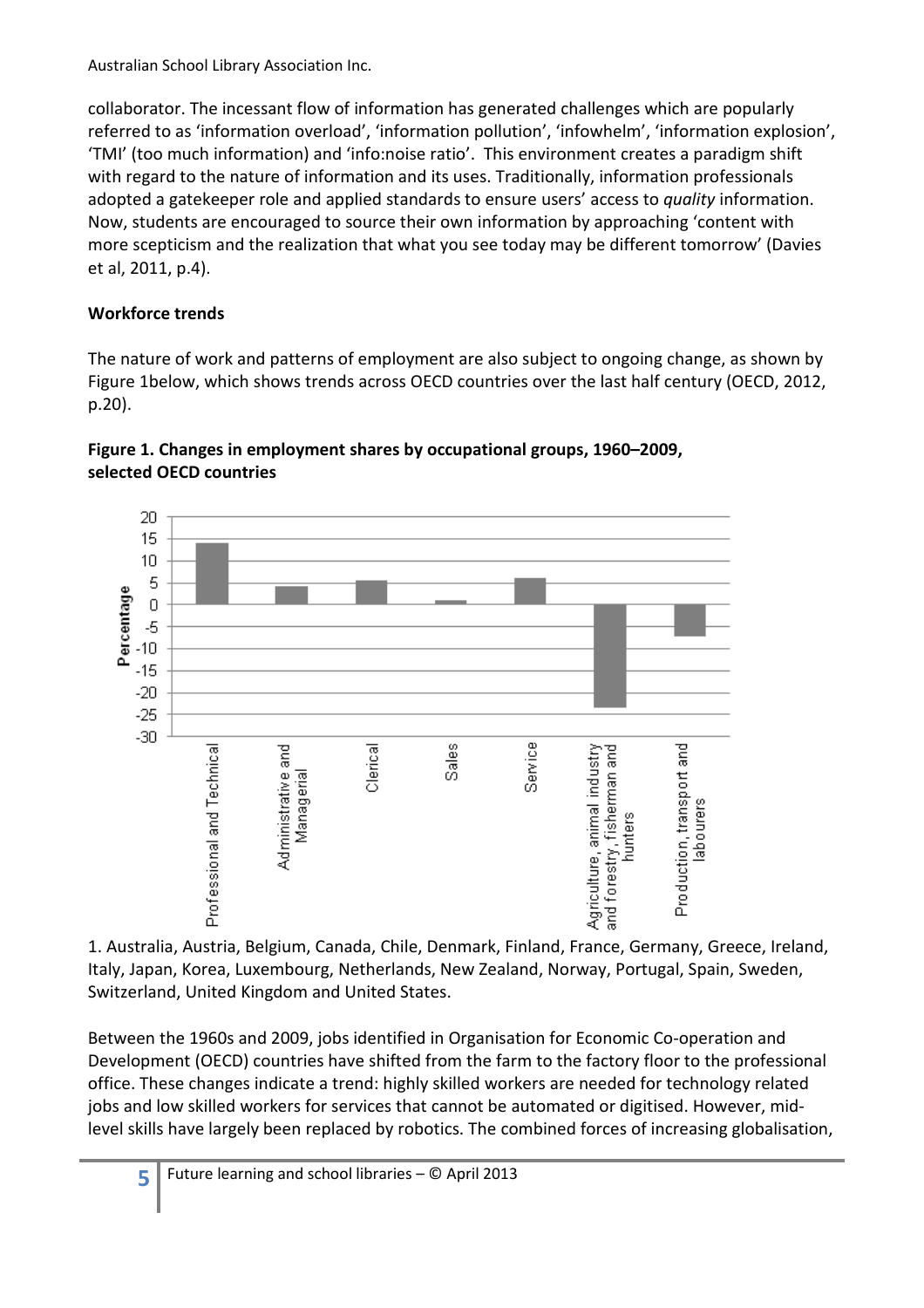collaborator. The incessant flow of information has generated challenges which are popularly referred to as 'information overload', 'information pollution', 'infowhelm', 'information explosion', 'TMI' (too much information) and 'info:noise ratio'. This environment creates a paradigm shift with regard to the nature of information and its uses. Traditionally, information professionals adopted a gatekeeper role and applied standards to ensure users' access to *quality* information. Now, students are encouraged to source their own information by approaching 'content with more scepticism and the realization that what you see today may be different tomorrow' (Davies et al, 2011, p.4).

**Workforce trends**

The nature of work and patterns of employment are also subject to ongoing change, as shown by Figure 1below, which shows trends across OECD countries over the last half century (OECD, 2012, p.20).

**Figure 1. Changes in employment shares by occupational groups, 1960–2009, selected OECD countries**

1. Australia, Austria, Belgium, Canada, Chile, Denmark, Finland, France, Germany, Greece, Ireland, Italy, Japan, Korea, Luxembourg, Netherlands, New Zealand, Norway, Portugal, Spain, Sweden, Switzerland, United Kingdom and United States.

Between the 1960s and 2009, jobs identified in Organisation for Economic Co-operation and Development (OECD) countries have shifted from the farm to the factory floor to the professional office. These changes indicate a trend: highly skilled workers are needed for technology related jobs and low skilled workers for services that cannot be automated or digitised. However, mid-level skills have largely been replaced by robotics. The combined forces of increasing globalisation,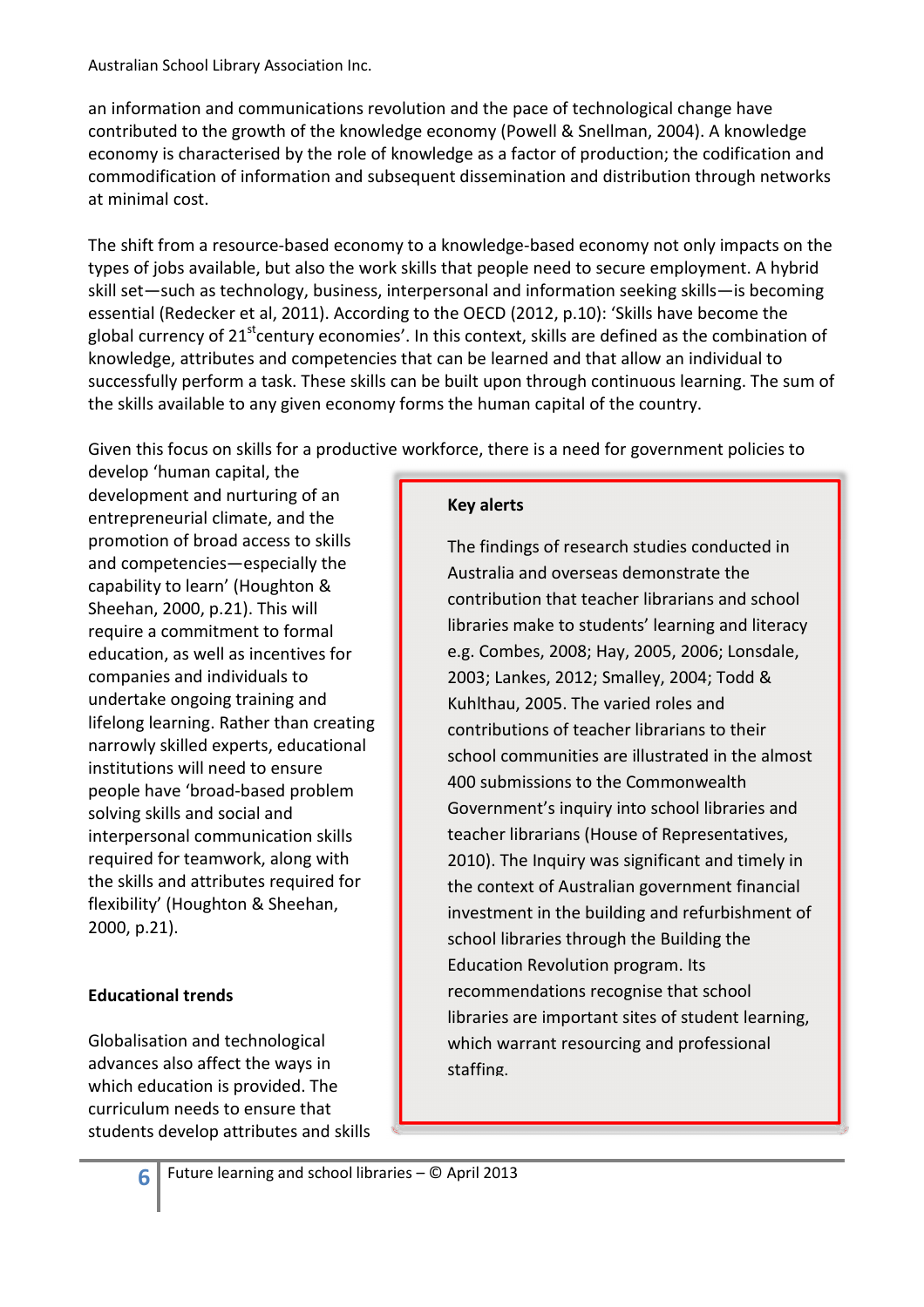an information and communications revolution and the pace of technological change have contributed to the growth of the knowledge economy (Powell & Snellman, 2004). A knowledge economy is characterised by the role of knowledge as a factor of production; the codification and commodification of information and subsequent dissemination and distribution through networks at minimal cost.

The shift from a resource-based economy to a knowledge-based economy not only impacts on the types of jobs available, but also the work skills that people need to secure employment. A hybrid skill set—such as technology, business, interpersonal and information seeking skills—is becoming essential (Redecker et al, 2011). According to the OECD (2012, p.10): 'Skills have become the global currency of 21st century economies'. In this context, skills are defined as the combination of knowledge, attributes and competencies that can be learned and that allow an individual to successfully perform a task. These skills can be built upon through continuous learning. The sum of the skills available to any given economy forms the human capital of the country.

Given this focus on skills for a productive workforce, there is a need for government policies to develop 'human capital, the development and nurturing of an entrepreneurial climate, and the promotion of broad access to skills and competencies—especially the capability to learn' (Houghton & Sheehan, 2000, p.21). This will require a commitment to formal education, as well as incentives for companies and individuals to undertake ongoing training and lifelong learning. Rather than creating narrowly skilled experts, educational institutions will need to ensure people have 'broad-based problem solving skills and social and interpersonal communication skills required for teamwork, along with the skills and attributes required for flexibility' (Houghton & Sheehan, 2000, p.21).

> **Key alerts**
>
> The findings of research studies conducted in Australia and overseas demonstrate the contribution that teacher librarians and school libraries make to students' learning and literacy e.g. Combes, 2008; Hay, 2005, 2006; Lonsdale, 2003; Lankes, 2012; Smalley, 2004; Todd & Kuhlthau, 2005. The varied roles and contributions of teacher librarians to their school communities are illustrated in the almost 400 submissions to the Commonwealth Government's inquiry into school libraries and teacher librarians (House of Representatives, 2010). The Inquiry was significant and timely in the context of Australian government financial investment in the building and refurbishment of school libraries through the Building the Education Revolution program. Its recommendations recognise that school libraries are important sites of student learning, which warrant resourcing and professional staffing.

### Educational trends

Globalisation and technological advances also affect the ways in which education is provided. The curriculum needs to ensure that students develop attributes and skills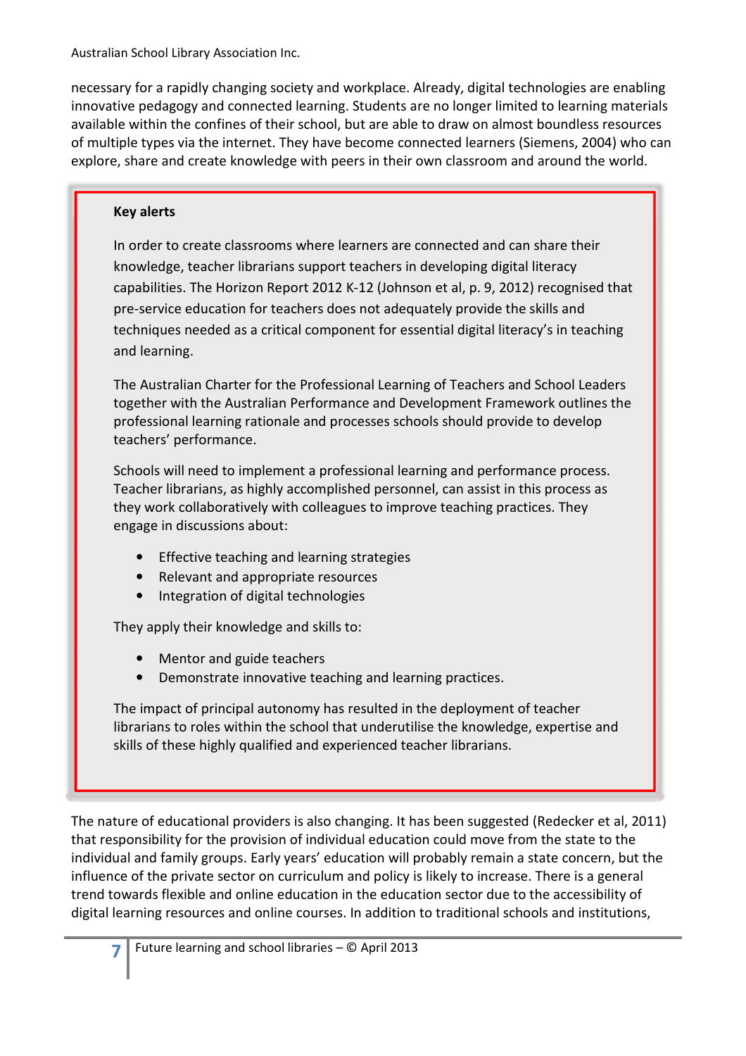necessary for a rapidly changing society and workplace. Already, digital technologies are enabling innovative pedagogy and connected learning. Students are no longer limited to learning materials available within the confines of their school, but are able to draw on almost boundless resources of multiple types via the internet. They have become connected learners (Siemens, 2004) who can explore, share and create knowledge with peers in their own classroom and around the world.

> **Key alerts**
>
> In order to create classrooms where learners are connected and can share their knowledge, teacher librarians support teachers in developing digital literacy capabilities. The Horizon Report 2012 K-12 (Johnson et al, p. 9, 2012) recognised that pre-service education for teachers does not adequately provide the skills and techniques needed as a critical component for essential digital literacy's in teaching and learning.
>
> The Australian Charter for the Professional Learning of Teachers and School Leaders together with the Australian Performance and Development Framework outlines the professional learning rationale and processes schools should provide to develop teachers' performance.
>
> Schools will need to implement a professional learning and performance process. Teacher librarians, as highly accomplished personnel, can assist in this process as they work collaboratively with colleagues to improve teaching practices. They engage in discussions about:
>
> - Effective teaching and learning strategies
> - Relevant and appropriate resources
> - Integration of digital technologies
>
> They apply their knowledge and skills to:
>
> - Mentor and guide teachers
> - Demonstrate innovative teaching and learning practices.
>
> The impact of principal autonomy has resulted in the deployment of teacher librarians to roles within the school that underutilise the knowledge, expertise and skills of these highly qualified and experienced teacher librarians.

The nature of educational providers is also changing. It has been suggested (Redecker et al, 2011) that responsibility for the provision of individual education could move from the state to the individual and family groups. Early years' education will probably remain a state concern, but the influence of the private sector on curriculum and policy is likely to increase. There is a general trend towards flexible and online education in the education sector due to the accessibility of digital learning resources and online courses. In addition to traditional schools and institutions,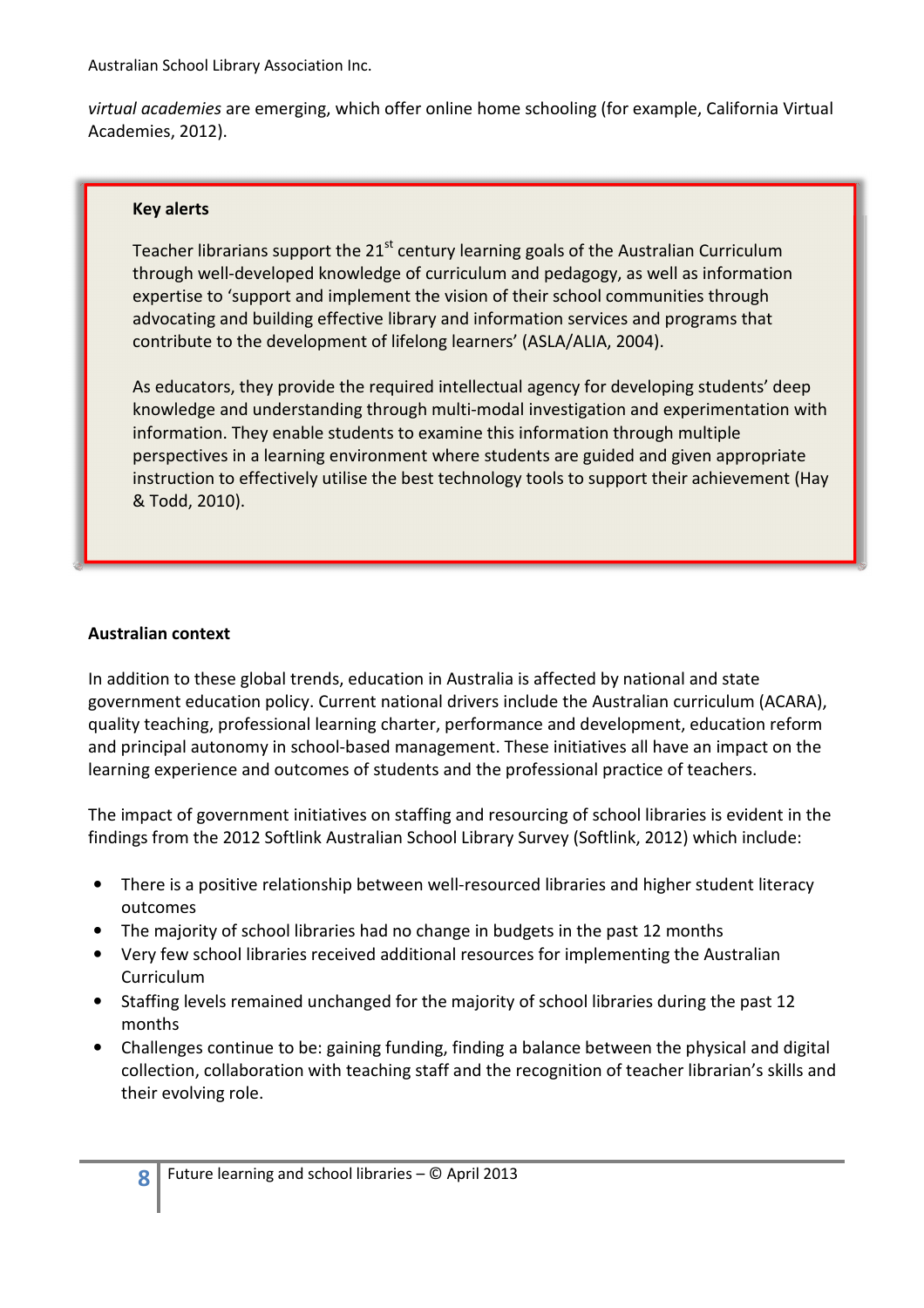*virtual academies* are emerging, which offer online home schooling (for example, California Virtual Academies, 2012).

**Key alerts**

Teacher librarians support the 21st century learning goals of the Australian Curriculum through well-developed knowledge of curriculum and pedagogy, as well as information expertise to 'support and implement the vision of their school communities through advocating and building effective library and information services and programs that contribute to the development of lifelong learners' (ASLA/ALIA, 2004).

As educators, they provide the required intellectual agency for developing students' deep knowledge and understanding through multi-modal investigation and experimentation with information. They enable students to examine this information through multiple perspectives in a learning environment where students are guided and given appropriate instruction to effectively utilise the best technology tools to support their achievement (Hay & Todd, 2010).

**Australian context**

In addition to these global trends, education in Australia is affected by national and state government education policy. Current national drivers include the Australian curriculum (ACARA), quality teaching, professional learning charter, performance and development, education reform and principal autonomy in school-based management. These initiatives all have an impact on the learning experience and outcomes of students and the professional practice of teachers.

The impact of government initiatives on staffing and resourcing of school libraries is evident in the findings from the 2012 Softlink Australian School Library Survey (Softlink, 2012) which include:

- There is a positive relationship between well-resourced libraries and higher student literacy outcomes
- The majority of school libraries had no change in budgets in the past 12 months
- Very few school libraries received additional resources for implementing the Australian Curriculum
- Staffing levels remained unchanged for the majority of school libraries during the past 12 months
- Challenges continue to be: gaining funding, finding a balance between the physical and digital collection, collaboration with teaching staff and the recognition of teacher librarian's skills and their evolving role.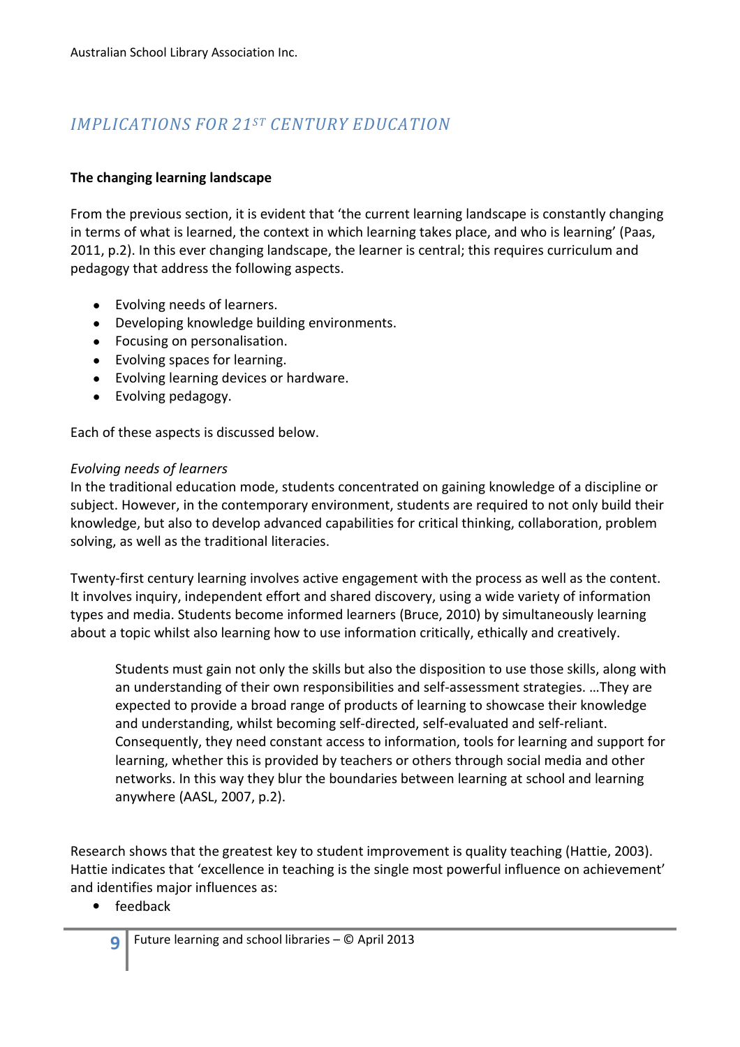## *IMPLICATIONS FOR 21ST CENTURY EDUCATION*

**The changing learning landscape**

From the previous section, it is evident that 'the current learning landscape is constantly changing in terms of what is learned, the context in which learning takes place, and who is learning' (Paas, 2011, p.2). In this ever changing landscape, the learner is central; this requires curriculum and pedagogy that address the following aspects.

- Evolving needs of learners.
- Developing knowledge building environments.
- Focusing on personalisation.
- Evolving spaces for learning.
- Evolving learning devices or hardware.
- Evolving pedagogy.

Each of these aspects is discussed below.

*Evolving needs of learners*

In the traditional education mode, students concentrated on gaining knowledge of a discipline or subject. However, in the contemporary environment, students are required to not only build their knowledge, but also to develop advanced capabilities for critical thinking, collaboration, problem solving, as well as the traditional literacies.

Twenty-first century learning involves active engagement with the process as well as the content. It involves inquiry, independent effort and shared discovery, using a wide variety of information types and media. Students become informed learners (Bruce, 2010) by simultaneously learning about a topic whilst also learning how to use information critically, ethically and creatively.

> Students must gain not only the skills but also the disposition to use those skills, along with an understanding of their own responsibilities and self-assessment strategies. …They are expected to provide a broad range of products of learning to showcase their knowledge and understanding, whilst becoming self-directed, self-evaluated and self-reliant. Consequently, they need constant access to information, tools for learning and support for learning, whether this is provided by teachers or others through social media and other networks. In this way they blur the boundaries between learning at school and learning anywhere (AASL, 2007, p.2).

Research shows that the greatest key to student improvement is quality teaching (Hattie, 2003). Hattie indicates that 'excellence in teaching is the single most powerful influence on achievement' and identifies major influences as:

- feedback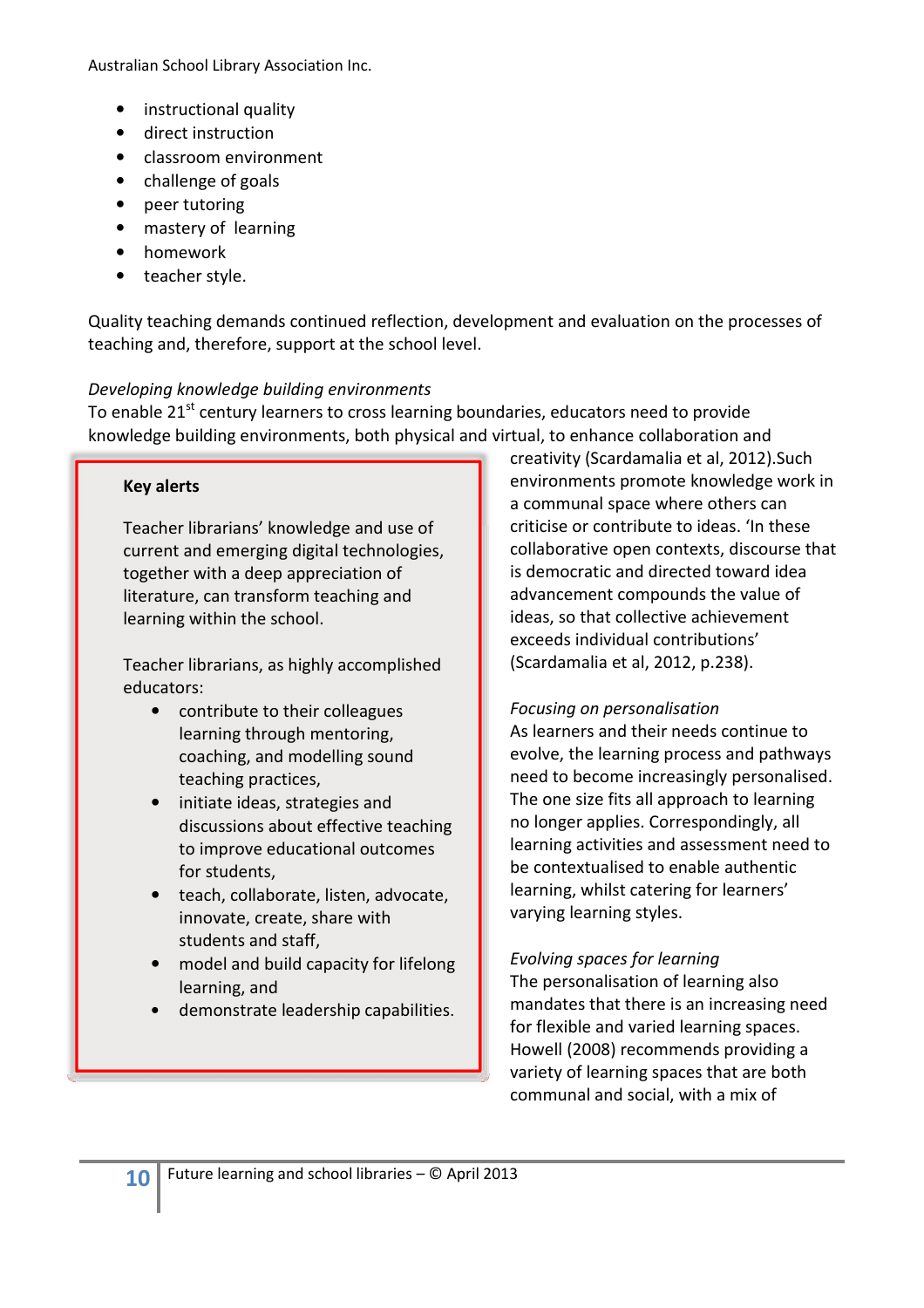- instructional quality
- direct instruction
- classroom environment
- challenge of goals
- peer tutoring
- mastery of learning
- homework
- teacher style.

Quality teaching demands continued reflection, development and evaluation on the processes of teaching and, therefore, support at the school level.

*Developing knowledge building environments*

To enable 21st century learners to cross learning boundaries, educators need to provide knowledge building environments, both physical and virtual, to enhance collaboration and creativity (Scardamalia et al, 2012).Such environments promote knowledge work in a communal space where others can criticise or contribute to ideas. 'In these collaborative open contexts, discourse that is democratic and directed toward idea advancement compounds the value of ideas, so that collective achievement exceeds individual contributions' (Scardamalia et al, 2012, p.238).

*Focusing on personalisation*

As learners and their needs continue to evolve, the learning process and pathways need to become increasingly personalised. The one size fits all approach to learning no longer applies. Correspondingly, all learning activities and assessment need to be contextualised to enable authentic learning, whilst catering for learners' varying learning styles.

*Evolving spaces for learning*

The personalisation of learning also mandates that there is an increasing need for flexible and varied learning spaces. Howell (2008) recommends providing a variety of learning spaces that are both communal and social, with a mix of

**Key alerts**

Teacher librarians' knowledge and use of current and emerging digital technologies, together with a deep appreciation of literature, can transform teaching and learning within the school.

Teacher librarians, as highly accomplished educators:

- contribute to their colleagues learning through mentoring, coaching, and modelling sound teaching practices,
- initiate ideas, strategies and discussions about effective teaching to improve educational outcomes for students,
- teach, collaborate, listen, advocate, innovate, create, share with students and staff,
- model and build capacity for lifelong learning, and
- demonstrate leadership capabilities.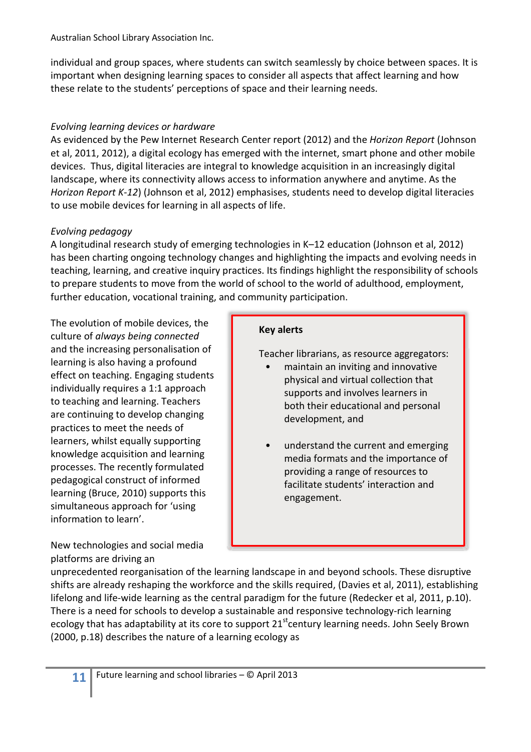individual and group spaces, where students can switch seamlessly by choice between spaces. It is important when designing learning spaces to consider all aspects that affect learning and how these relate to the students' perceptions of space and their learning needs.

*Evolving learning devices or hardware*

As evidenced by the Pew Internet Research Center report (2012) and the *Horizon Report* (Johnson et al, 2011, 2012), a digital ecology has emerged with the internet, smart phone and other mobile devices. Thus, digital literacies are integral to knowledge acquisition in an increasingly digital landscape, where its connectivity allows access to information anywhere and anytime. As the *Horizon Report K-12*) (Johnson et al, 2012) emphasises, students need to develop digital literacies to use mobile devices for learning in all aspects of life.

*Evolving pedagogy*

A longitudinal research study of emerging technologies in K–12 education (Johnson et al, 2012) has been charting ongoing technology changes and highlighting the impacts and evolving needs in teaching, learning, and creative inquiry practices. Its findings highlight the responsibility of schools to prepare students to move from the world of school to the world of adulthood, employment, further education, vocational training, and community participation.

The evolution of mobile devices, the culture of *always being connected* and the increasing personalisation of learning is also having a profound effect on teaching. Engaging students individually requires a 1:1 approach to teaching and learning. Teachers are continuing to develop changing practices to meet the needs of learners, whilst equally supporting knowledge acquisition and learning processes. The recently formulated pedagogical construct of informed learning (Bruce, 2010) supports this simultaneous approach for 'using information to learn'.

> **Key alerts**
>
> Teacher librarians, as resource aggregators:
>
> - maintain an inviting and innovative physical and virtual collection that supports and involves learners in both their educational and personal development, and
> - understand the current and emerging media formats and the importance of providing a range of resources to facilitate students' interaction and engagement.

New technologies and social media platforms are driving an unprecedented reorganisation of the learning landscape in and beyond schools. These disruptive shifts are already reshaping the workforce and the skills required, (Davies et al, 2011), establishing lifelong and life-wide learning as the central paradigm for the future (Redecker et al, 2011, p.10). There is a need for schools to develop a sustainable and responsive technology-rich learning ecology that has adaptability at its core to support 21st century learning needs. John Seely Brown (2000, p.18) describes the nature of a learning ecology as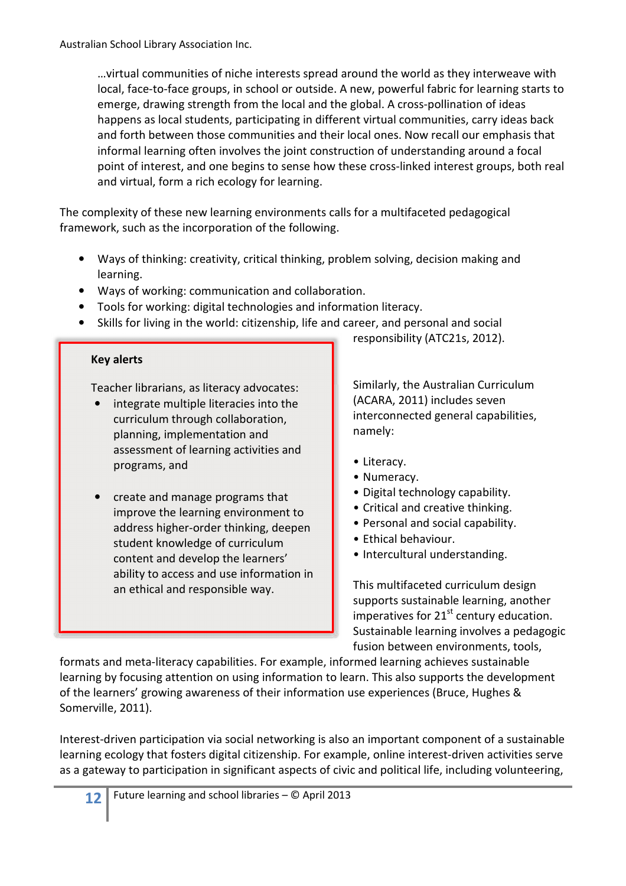> …virtual communities of niche interests spread around the world as they interweave with local, face-to-face groups, in school or outside. A new, powerful fabric for learning starts to emerge, drawing strength from the local and the global. A cross-pollination of ideas happens as local students, participating in different virtual communities, carry ideas back and forth between those communities and their local ones. Now recall our emphasis that informal learning often involves the joint construction of understanding around a focal point of interest, and one begins to sense how these cross-linked interest groups, both real and virtual, form a rich ecology for learning.

The complexity of these new learning environments calls for a multifaceted pedagogical framework, such as the incorporation of the following.

- Ways of thinking: creativity, critical thinking, problem solving, decision making and learning.
- Ways of working: communication and collaboration.
- Tools for working: digital technologies and information literacy.
- Skills for living in the world: citizenship, life and career, and personal and social responsibility (ATC21s, 2012).

Similarly, the Australian Curriculum (ACARA, 2011) includes seven interconnected general capabilities, namely:

- Literacy.
- Numeracy.
- Digital technology capability.
- Critical and creative thinking.
- Personal and social capability.
- Ethical behaviour.
- Intercultural understanding.

This multifaceted curriculum design supports sustainable learning, another imperatives for 21st century education. Sustainable learning involves a pedagogic fusion between environments, tools, formats and meta-literacy capabilities. For example, informed learning achieves sustainable learning by focusing attention on using information to learn. This also supports the development of the learners' growing awareness of their information use experiences (Bruce, Hughes & Somerville, 2011).

> **Key alerts**
>
> Teacher librarians, as literacy advocates:
>
> - integrate multiple literacies into the curriculum through collaboration, planning, implementation and assessment of learning activities and programs, and
> - create and manage programs that improve the learning environment to address higher-order thinking, deepen student knowledge of curriculum content and develop the learners' ability to access and use information in an ethical and responsible way.

Interest-driven participation via social networking is also an important component of a sustainable learning ecology that fosters digital citizenship. For example, online interest-driven activities serve as a gateway to participation in significant aspects of civic and political life, including volunteering,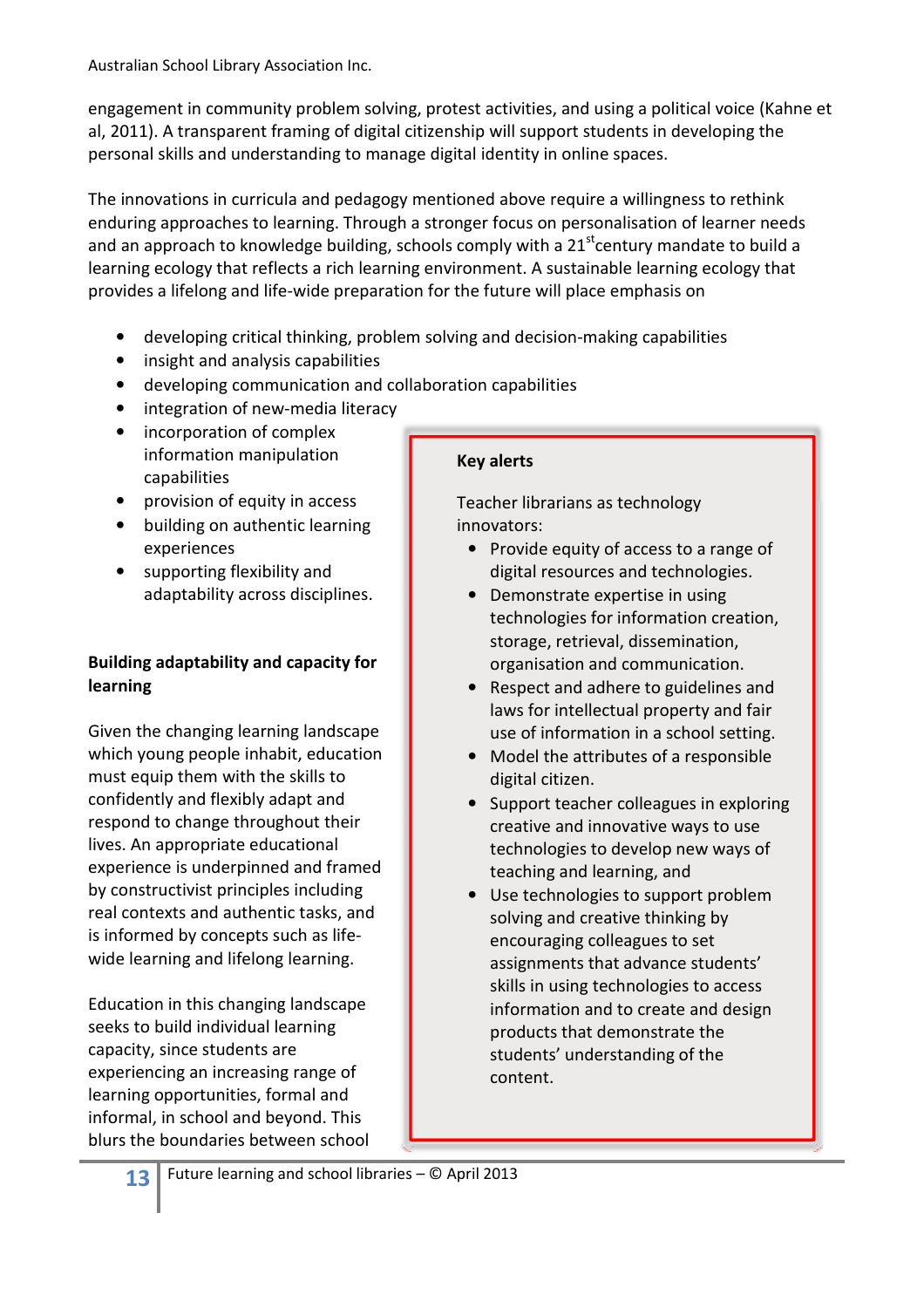engagement in community problem solving, protest activities, and using a political voice (Kahne et al, 2011). A transparent framing of digital citizenship will support students in developing the personal skills and understanding to manage digital identity in online spaces.

The innovations in curricula and pedagogy mentioned above require a willingness to rethink enduring approaches to learning. Through a stronger focus on personalisation of learner needs and an approach to knowledge building, schools comply with a 21st century mandate to build a learning ecology that reflects a rich learning environment. A sustainable learning ecology that provides a lifelong and life-wide preparation for the future will place emphasis on

- developing critical thinking, problem solving and decision-making capabilities
- insight and analysis capabilities
- developing communication and collaboration capabilities
- integration of new-media literacy
- incorporation of complex information manipulation capabilities
- provision of equity in access
- building on authentic learning experiences
- supporting flexibility and adaptability across disciplines.

### Building adaptability and capacity for learning

Given the changing learning landscape which young people inhabit, education must equip them with the skills to confidently and flexibly adapt and respond to change throughout their lives. An appropriate educational experience is underpinned and framed by constructivist principles including real contexts and authentic tasks, and is informed by concepts such as life-wide learning and lifelong learning.

Education in this changing landscape seeks to build individual learning capacity, since students are experiencing an increasing range of learning opportunities, formal and informal, in school and beyond. This blurs the boundaries between school

> **Key alerts**
>
> Teacher librarians as technology innovators:
>
> - Provide equity of access to a range of digital resources and technologies.
> - Demonstrate expertise in using technologies for information creation, storage, retrieval, dissemination, organisation and communication.
> - Respect and adhere to guidelines and laws for intellectual property and fair use of information in a school setting.
> - Model the attributes of a responsible digital citizen.
> - Support teacher colleagues in exploring creative and innovative ways to use technologies to develop new ways of teaching and learning, and
> - Use technologies to support problem solving and creative thinking by encouraging colleagues to set assignments that advance students' skills in using technologies to access information and to create and design products that demonstrate the students' understanding of the content.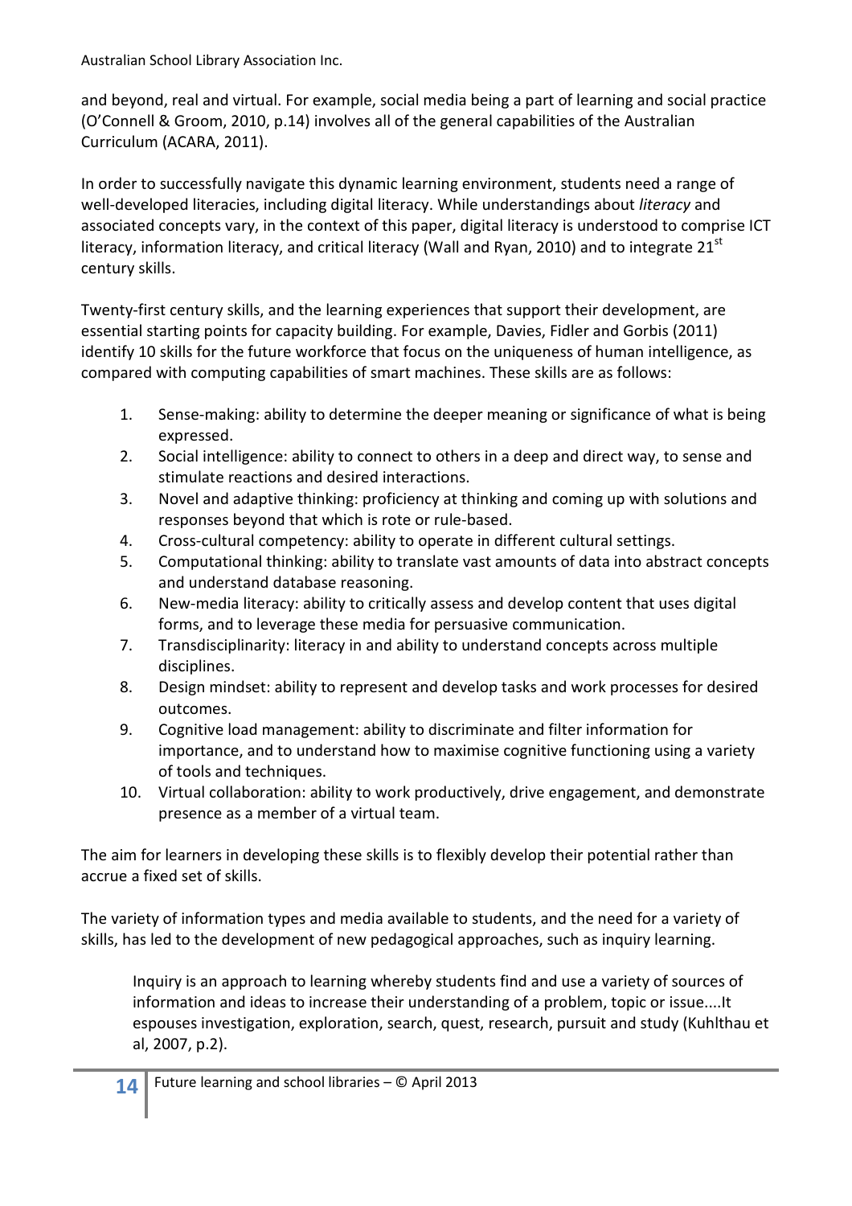and beyond, real and virtual. For example, social media being a part of learning and social practice (O'Connell & Groom, 2010, p.14) involves all of the general capabilities of the Australian Curriculum (ACARA, 2011).

In order to successfully navigate this dynamic learning environment, students need a range of well-developed literacies, including digital literacy. While understandings about *literacy* and associated concepts vary, in the context of this paper, digital literacy is understood to comprise ICT literacy, information literacy, and critical literacy (Wall and Ryan, 2010) and to integrate 21st century skills.

Twenty-first century skills, and the learning experiences that support their development, are essential starting points for capacity building. For example, Davies, Fidler and Gorbis (2011) identify 10 skills for the future workforce that focus on the uniqueness of human intelligence, as compared with computing capabilities of smart machines. These skills are as follows:

1. Sense-making: ability to determine the deeper meaning or significance of what is being expressed.
2. Social intelligence: ability to connect to others in a deep and direct way, to sense and stimulate reactions and desired interactions.
3. Novel and adaptive thinking: proficiency at thinking and coming up with solutions and responses beyond that which is rote or rule-based.
4. Cross-cultural competency: ability to operate in different cultural settings.
5. Computational thinking: ability to translate vast amounts of data into abstract concepts and understand database reasoning.
6. New-media literacy: ability to critically assess and develop content that uses digital forms, and to leverage these media for persuasive communication.
7. Transdisciplinarity: literacy in and ability to understand concepts across multiple disciplines.
8. Design mindset: ability to represent and develop tasks and work processes for desired outcomes.
9. Cognitive load management: ability to discriminate and filter information for importance, and to understand how to maximise cognitive functioning using a variety of tools and techniques.
10. Virtual collaboration: ability to work productively, drive engagement, and demonstrate presence as a member of a virtual team.

The aim for learners in developing these skills is to flexibly develop their potential rather than accrue a fixed set of skills.

The variety of information types and media available to students, and the need for a variety of skills, has led to the development of new pedagogical approaches, such as inquiry learning.

> Inquiry is an approach to learning whereby students find and use a variety of sources of information and ideas to increase their understanding of a problem, topic or issue....It espouses investigation, exploration, search, quest, research, pursuit and study (Kuhlthau et al, 2007, p.2).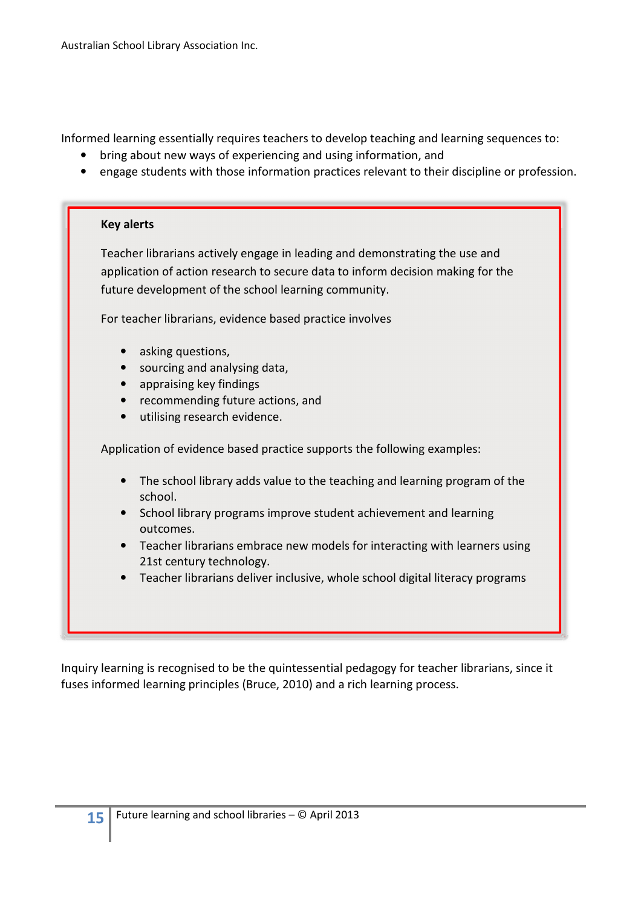Informed learning essentially requires teachers to develop teaching and learning sequences to:

- bring about new ways of experiencing and using information, and
- engage students with those information practices relevant to their discipline or profession.

> **Key alerts**
>
> Teacher librarians actively engage in leading and demonstrating the use and application of action research to secure data to inform decision making for the future development of the school learning community.
>
> For teacher librarians, evidence based practice involves
>
> - asking questions,
> - sourcing and analysing data,
> - appraising key findings
> - recommending future actions, and
> - utilising research evidence.
>
> Application of evidence based practice supports the following examples:
>
> - The school library adds value to the teaching and learning program of the school.
> - School library programs improve student achievement and learning outcomes.
> - Teacher librarians embrace new models for interacting with learners using 21st century technology.
> - Teacher librarians deliver inclusive, whole school digital literacy programs

Inquiry learning is recognised to be the quintessential pedagogy for teacher librarians, since it fuses informed learning principles (Bruce, 2010) and a rich learning process.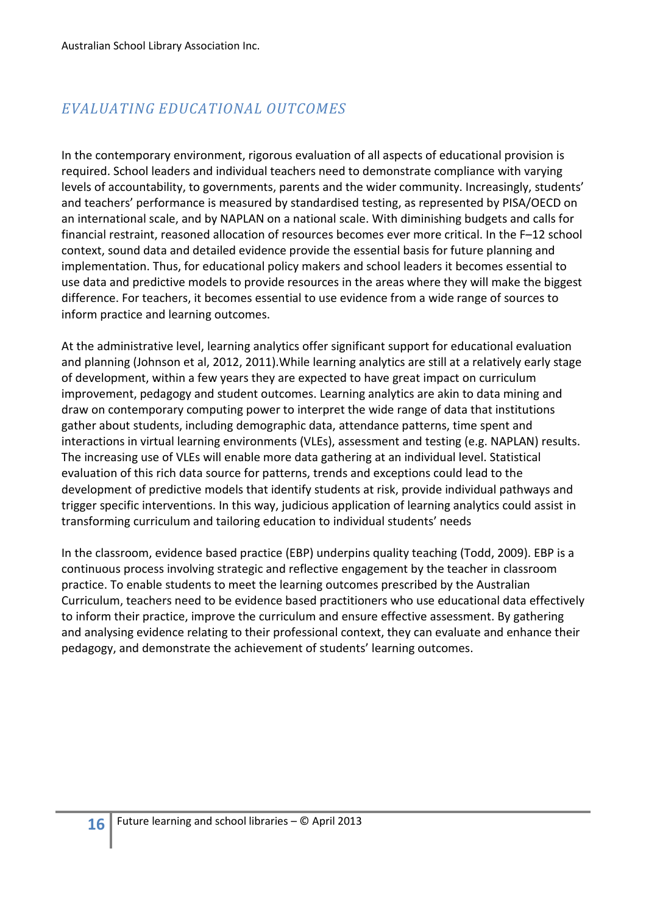## *EVALUATING EDUCATIONAL OUTCOMES*

In the contemporary environment, rigorous evaluation of all aspects of educational provision is required. School leaders and individual teachers need to demonstrate compliance with varying levels of accountability, to governments, parents and the wider community. Increasingly, students' and teachers' performance is measured by standardised testing, as represented by PISA/OECD on an international scale, and by NAPLAN on a national scale. With diminishing budgets and calls for financial restraint, reasoned allocation of resources becomes ever more critical. In the F–12 school context, sound data and detailed evidence provide the essential basis for future planning and implementation. Thus, for educational policy makers and school leaders it becomes essential to use data and predictive models to provide resources in the areas where they will make the biggest difference. For teachers, it becomes essential to use evidence from a wide range of sources to inform practice and learning outcomes.

At the administrative level, learning analytics offer significant support for educational evaluation and planning (Johnson et al, 2012, 2011).While learning analytics are still at a relatively early stage of development, within a few years they are expected to have great impact on curriculum improvement, pedagogy and student outcomes. Learning analytics are akin to data mining and draw on contemporary computing power to interpret the wide range of data that institutions gather about students, including demographic data, attendance patterns, time spent and interactions in virtual learning environments (VLEs), assessment and testing (e.g. NAPLAN) results. The increasing use of VLEs will enable more data gathering at an individual level. Statistical evaluation of this rich data source for patterns, trends and exceptions could lead to the development of predictive models that identify students at risk, provide individual pathways and trigger specific interventions. In this way, judicious application of learning analytics could assist in transforming curriculum and tailoring education to individual students' needs

In the classroom, evidence based practice (EBP) underpins quality teaching (Todd, 2009). EBP is a continuous process involving strategic and reflective engagement by the teacher in classroom practice. To enable students to meet the learning outcomes prescribed by the Australian Curriculum, teachers need to be evidence based practitioners who use educational data effectively to inform their practice, improve the curriculum and ensure effective assessment. By gathering and analysing evidence relating to their professional context, they can evaluate and enhance their pedagogy, and demonstrate the achievement of students' learning outcomes.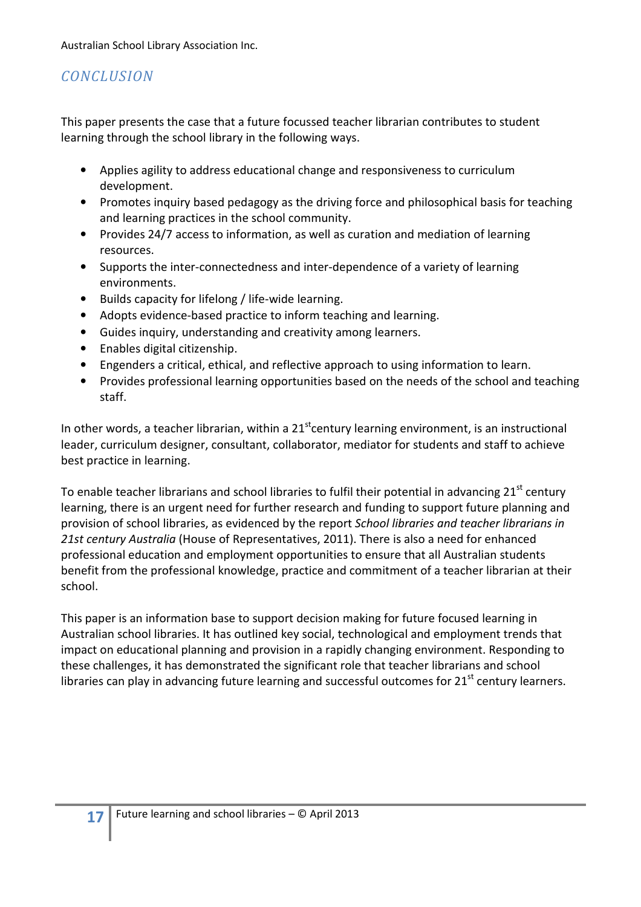## CONCLUSION

This paper presents the case that a future focussed teacher librarian contributes to student learning through the school library in the following ways.

- Applies agility to address educational change and responsiveness to curriculum development.
- Promotes inquiry based pedagogy as the driving force and philosophical basis for teaching and learning practices in the school community.
- Provides 24/7 access to information, as well as curation and mediation of learning resources.
- Supports the inter-connectedness and inter-dependence of a variety of learning environments.
- Builds capacity for lifelong / life-wide learning.
- Adopts evidence-based practice to inform teaching and learning.
- Guides inquiry, understanding and creativity among learners.
- Enables digital citizenship.
- Engenders a critical, ethical, and reflective approach to using information to learn.
- Provides professional learning opportunities based on the needs of the school and teaching staff.

In other words, a teacher librarian, within a 21stcentury learning environment, is an instructional leader, curriculum designer, consultant, collaborator, mediator for students and staff to achieve best practice in learning.

To enable teacher librarians and school libraries to fulfil their potential in advancing 21st century learning, there is an urgent need for further research and funding to support future planning and provision of school libraries, as evidenced by the report *School libraries and teacher librarians in 21st century Australia* (House of Representatives, 2011). There is also a need for enhanced professional education and employment opportunities to ensure that all Australian students benefit from the professional knowledge, practice and commitment of a teacher librarian at their school.

This paper is an information base to support decision making for future focused learning in Australian school libraries. It has outlined key social, technological and employment trends that impact on educational planning and provision in a rapidly changing environment. Responding to these challenges, it has demonstrated the significant role that teacher librarians and school libraries can play in advancing future learning and successful outcomes for 21st century learners.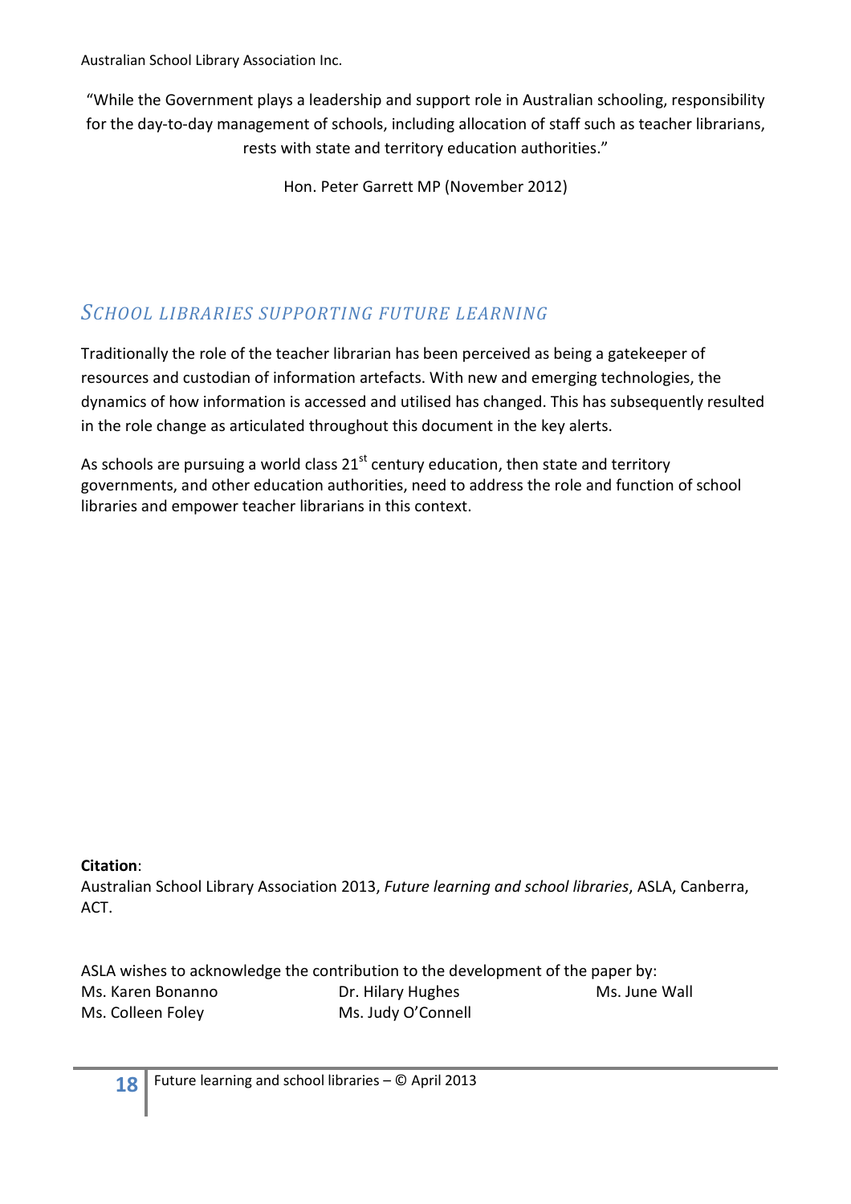"While the Government plays a leadership and support role in Australian schooling, responsibility for the day-to-day management of schools, including allocation of staff such as teacher librarians, rests with state and territory education authorities."

Hon. Peter Garrett MP (November 2012)

## *SCHOOL LIBRARIES SUPPORTING FUTURE LEARNING*

Traditionally the role of the teacher librarian has been perceived as being a gatekeeper of resources and custodian of information artefacts. With new and emerging technologies, the dynamics of how information is accessed and utilised has changed. This has subsequently resulted in the role change as articulated throughout this document in the key alerts.

As schools are pursuing a world class 21st century education, then state and territory governments, and other education authorities, need to address the role and function of school libraries and empower teacher librarians in this context.

**Citation**:
Australian School Library Association 2013, *Future learning and school libraries*, ASLA, Canberra, ACT.

ASLA wishes to acknowledge the contribution to the development of the paper by:

Ms. Karen Bonanno
Ms. Colleen Foley
Dr. Hilary Hughes
Ms. Judy O'Connell
Ms. June Wall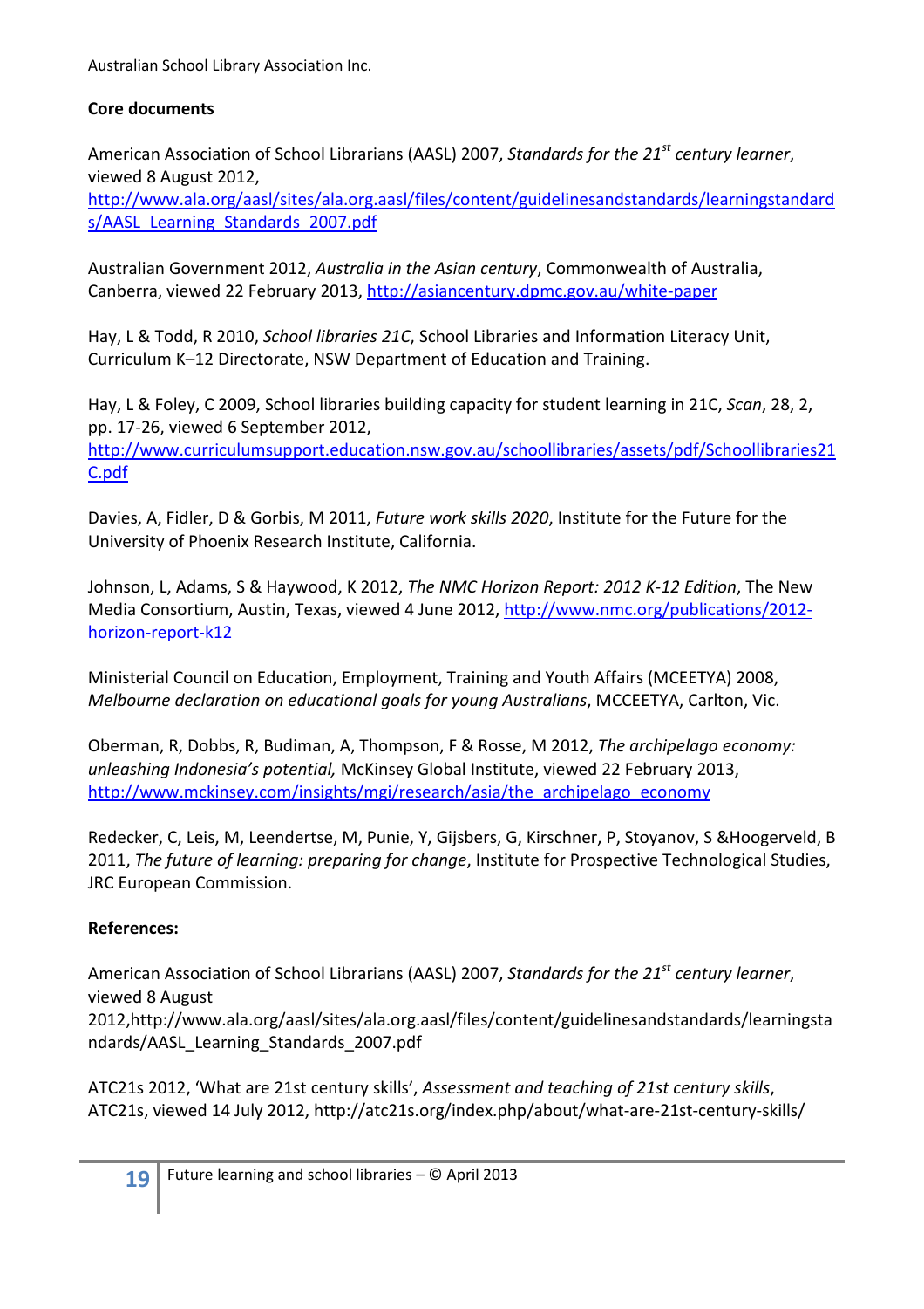**Core documents**

American Association of School Librarians (AASL) 2007, *Standards for the 21st century learner*, viewed 8 August 2012, http://www.ala.org/aasl/sites/ala.org.aasl/files/content/guidelinesandstandards/learningstandards/AASL_Learning_Standards_2007.pdf

Australian Government 2012, *Australia in the Asian century*, Commonwealth of Australia, Canberra, viewed 22 February 2013, http://asiancentury.dpmc.gov.au/white-paper

Hay, L & Todd, R 2010, *School libraries 21C*, School Libraries and Information Literacy Unit, Curriculum K–12 Directorate, NSW Department of Education and Training.

Hay, L & Foley, C 2009, School libraries building capacity for student learning in 21C, *Scan*, 28, 2, pp. 17-26, viewed 6 September 2012, http://www.curriculumsupport.education.nsw.gov.au/schoollibraries/assets/pdf/Schoollibraries21C.pdf

Davies, A, Fidler, D & Gorbis, M 2011, *Future work skills 2020*, Institute for the Future for the University of Phoenix Research Institute, California.

Johnson, L, Adams, S & Haywood, K 2012, *The NMC Horizon Report: 2012 K-12 Edition*, The New Media Consortium, Austin, Texas, viewed 4 June 2012, http://www.nmc.org/publications/2012-horizon-report-k12

Ministerial Council on Education, Employment, Training and Youth Affairs (MCEETYA) 2008, *Melbourne declaration on educational goals for young Australians*, MCCEETYA, Carlton, Vic.

Oberman, R, Dobbs, R, Budiman, A, Thompson, F & Rosse, M 2012, *The archipelago economy: unleashing Indonesia's potential,* McKinsey Global Institute, viewed 22 February 2013, http://www.mckinsey.com/insights/mgi/research/asia/the_archipelago_economy

Redecker, C, Leis, M, Leendertse, M, Punie, Y, Gijsbers, G, Kirschner, P, Stoyanov, S &Hoogerveld, B 2011, *The future of learning: preparing for change*, Institute for Prospective Technological Studies, JRC European Commission.

**References:**

American Association of School Librarians (AASL) 2007, *Standards for the 21st century learner*, viewed 8 August 2012,http://www.ala.org/aasl/sites/ala.org.aasl/files/content/guidelinesandstandards/learningstandards/AASL_Learning_Standards_2007.pdf

ATC21s 2012, 'What are 21st century skills', *Assessment and teaching of 21st century skills*, ATC21s, viewed 14 July 2012, http://atc21s.org/index.php/about/what-are-21st-century-skills/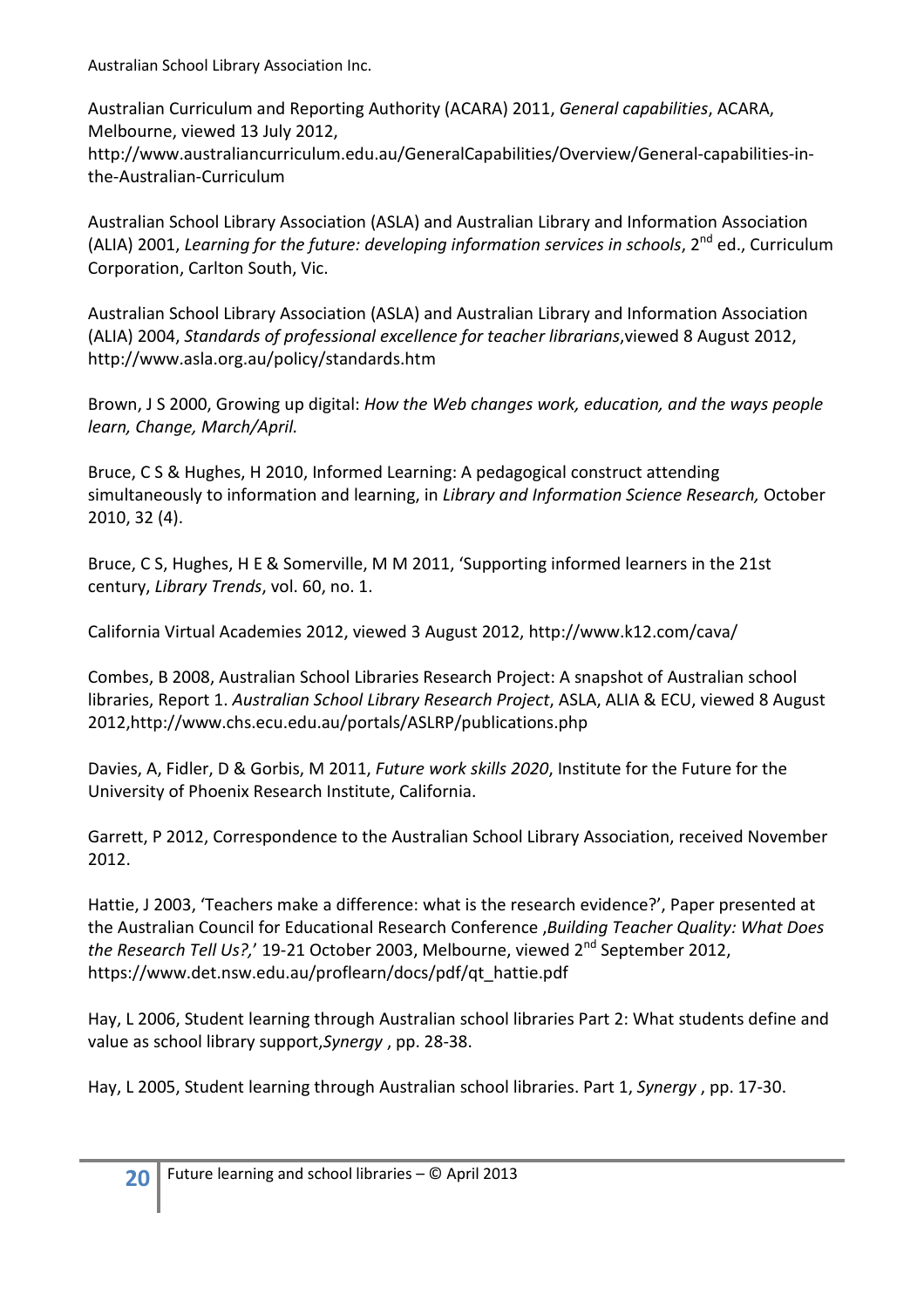Australian School Library Association Inc.

Australian Curriculum and Reporting Authority (ACARA) 2011, *General capabilities*, ACARA, Melbourne, viewed 13 July 2012, http://www.australiancurriculum.edu.au/GeneralCapabilities/Overview/General-capabilities-in-the-Australian-Curriculum

Australian School Library Association (ASLA) and Australian Library and Information Association (ALIA) 2001, *Learning for the future: developing information services in schools*, 2nd ed., Curriculum Corporation, Carlton South, Vic.

Australian School Library Association (ASLA) and Australian Library and Information Association (ALIA) 2004, *Standards of professional excellence for teacher librarians*,viewed 8 August 2012, http://www.asla.org.au/policy/standards.htm

Brown, J S 2000, Growing up digital: *How the Web changes work, education, and the ways people learn, Change, March/April.*

Bruce, C S & Hughes, H 2010, Informed Learning: A pedagogical construct attending simultaneously to information and learning, in *Library and Information Science Research,* October 2010, 32 (4).

Bruce, C S, Hughes, H E & Somerville, M M 2011, 'Supporting informed learners in the 21st century, *Library Trends*, vol. 60, no. 1.

California Virtual Academies 2012, viewed 3 August 2012, http://www.k12.com/cava/

Combes, B 2008, Australian School Libraries Research Project: A snapshot of Australian school libraries, Report 1. *Australian School Library Research Project*, ASLA, ALIA & ECU, viewed 8 August 2012,http://www.chs.ecu.edu.au/portals/ASLRP/publications.php

Davies, A, Fidler, D & Gorbis, M 2011, *Future work skills 2020*, Institute for the Future for the University of Phoenix Research Institute, California.

Garrett, P 2012, Correspondence to the Australian School Library Association, received November 2012.

Hattie, J 2003, 'Teachers make a difference: what is the research evidence?', Paper presented at the Australian Council for Educational Research Conference ,*Building Teacher Quality: What Does the Research Tell Us?,*' 19-21 October 2003, Melbourne, viewed 2nd September 2012, https://www.det.nsw.edu.au/proflearn/docs/pdf/qt_hattie.pdf

Hay, L 2006, Student learning through Australian school libraries Part 2: What students define and value as school library support,*Synergy* , pp. 28-38.

Hay, L 2005, Student learning through Australian school libraries. Part 1, *Synergy* , pp. 17-30.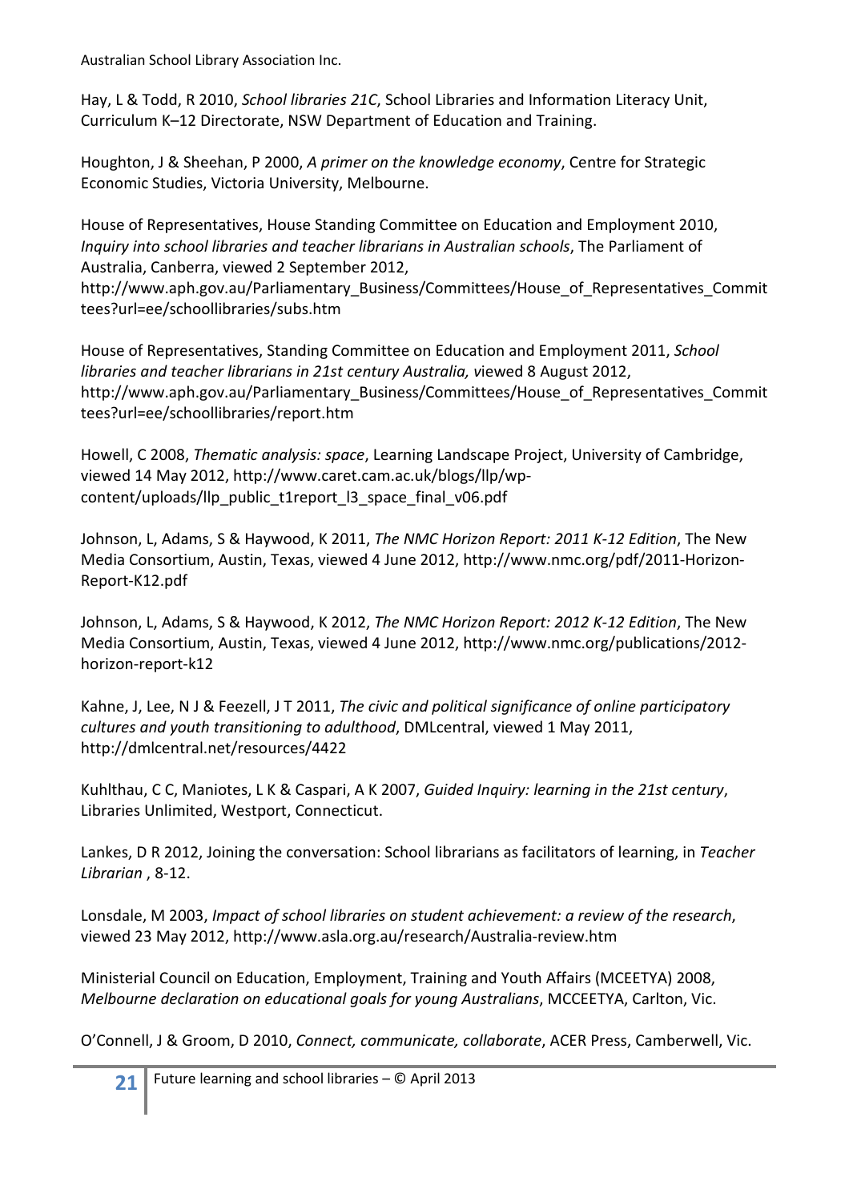Hay, L & Todd, R 2010, *School libraries 21C*, School Libraries and Information Literacy Unit, Curriculum K–12 Directorate, NSW Department of Education and Training.

Houghton, J & Sheehan, P 2000, *A primer on the knowledge economy*, Centre for Strategic Economic Studies, Victoria University, Melbourne.

House of Representatives, House Standing Committee on Education and Employment 2010, *Inquiry into school libraries and teacher librarians in Australian schools*, The Parliament of Australia, Canberra, viewed 2 September 2012, http://www.aph.gov.au/Parliamentary_Business/Committees/House_of_Representatives_Committees?url=ee/schoollibraries/subs.htm

House of Representatives, Standing Committee on Education and Employment 2011, *School libraries and teacher librarians in 21st century Australia,* viewed 8 August 2012, http://www.aph.gov.au/Parliamentary_Business/Committees/House_of_Representatives_Committees?url=ee/schoollibraries/report.htm

Howell, C 2008, *Thematic analysis: space*, Learning Landscape Project, University of Cambridge, viewed 14 May 2012, http://www.caret.cam.ac.uk/blogs/llp/wp-content/uploads/llp_public_t1report_l3_space_final_v06.pdf

Johnson, L, Adams, S & Haywood, K 2011, *The NMC Horizon Report: 2011 K-12 Edition*, The New Media Consortium, Austin, Texas, viewed 4 June 2012, http://www.nmc.org/pdf/2011-Horizon-Report-K12.pdf

Johnson, L, Adams, S & Haywood, K 2012, *The NMC Horizon Report: 2012 K-12 Edition*, The New Media Consortium, Austin, Texas, viewed 4 June 2012, http://www.nmc.org/publications/2012-horizon-report-k12

Kahne, J, Lee, N J & Feezell, J T 2011, *The civic and political significance of online participatory cultures and youth transitioning to adulthood*, DMLcentral, viewed 1 May 2011, http://dmlcentral.net/resources/4422

Kuhlthau, C C, Maniotes, L K & Caspari, A K 2007, *Guided Inquiry: learning in the 21st century*, Libraries Unlimited, Westport, Connecticut.

Lankes, D R 2012, Joining the conversation: School librarians as facilitators of learning, in *Teacher Librarian* , 8-12.

Lonsdale, M 2003, *Impact of school libraries on student achievement: a review of the research*, viewed 23 May 2012, http://www.asla.org.au/research/Australia-review.htm

Ministerial Council on Education, Employment, Training and Youth Affairs (MCEETYA) 2008, *Melbourne declaration on educational goals for young Australians*, MCCEETYA, Carlton, Vic.

O'Connell, J & Groom, D 2010, *Connect, communicate, collaborate*, ACER Press, Camberwell, Vic.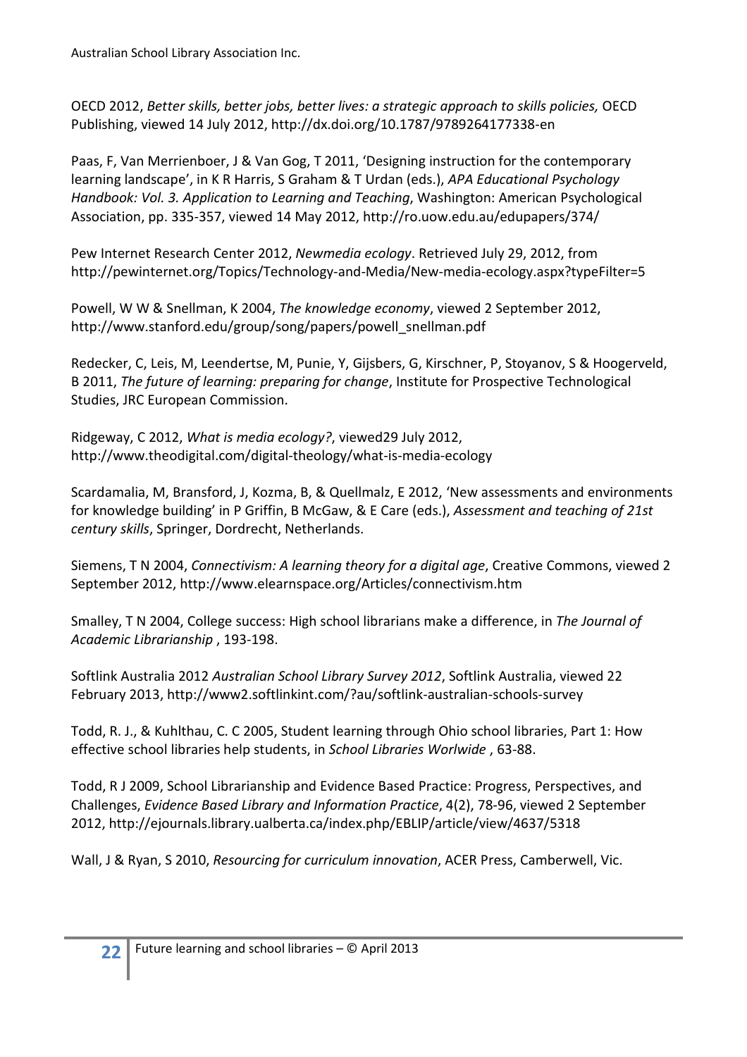OECD 2012, *Better skills, better jobs, better lives: a strategic approach to skills policies,* OECD Publishing, viewed 14 July 2012, http://dx.doi.org/10.1787/9789264177338-en

Paas, F, Van Merrienboer, J & Van Gog, T 2011, 'Designing instruction for the contemporary learning landscape', in K R Harris, S Graham & T Urdan (eds.), *APA Educational Psychology Handbook: Vol. 3. Application to Learning and Teaching*, Washington: American Psychological Association, pp. 335-357, viewed 14 May 2012, http://ro.uow.edu.au/edupapers/374/

Pew Internet Research Center 2012, *Newmedia ecology*. Retrieved July 29, 2012, from http://pewinternet.org/Topics/Technology-and-Media/New-media-ecology.aspx?typeFilter=5

Powell, W W & Snellman, K 2004, *The knowledge economy*, viewed 2 September 2012, http://www.stanford.edu/group/song/papers/powell_snellman.pdf

Redecker, C, Leis, M, Leendertse, M, Punie, Y, Gijsbers, G, Kirschner, P, Stoyanov, S & Hoogerveld, B 2011, *The future of learning: preparing for change*, Institute for Prospective Technological Studies, JRC European Commission.

Ridgeway, C 2012, *What is media ecology?*, viewed29 July 2012, http://www.theodigital.com/digital-theology/what-is-media-ecology

Scardamalia, M, Bransford, J, Kozma, B, & Quellmalz, E 2012, 'New assessments and environments for knowledge building' in P Griffin, B McGaw, & E Care (eds.), *Assessment and teaching of 21st century skills*, Springer, Dordrecht, Netherlands.

Siemens, T N 2004, *Connectivism: A learning theory for a digital age*, Creative Commons, viewed 2 September 2012, http://www.elearnspace.org/Articles/connectivism.htm

Smalley, T N 2004, College success: High school librarians make a difference, in *The Journal of Academic Librarianship* , 193-198.

Softlink Australia 2012 *Australian School Library Survey 2012*, Softlink Australia, viewed 22 February 2013, http://www2.softlinkint.com/?au/softlink-australian-schools-survey

Todd, R. J., & Kuhlthau, C. C 2005, Student learning through Ohio school libraries, Part 1: How effective school libraries help students, in *School Libraries Worlwide* , 63-88.

Todd, R J 2009, School Librarianship and Evidence Based Practice: Progress, Perspectives, and Challenges, *Evidence Based Library and Information Practice*, 4(2), 78-96, viewed 2 September 2012, http://ejournals.library.ualberta.ca/index.php/EBLIP/article/view/4637/5318

Wall, J & Ryan, S 2010, *Resourcing for curriculum innovation*, ACER Press, Camberwell, Vic.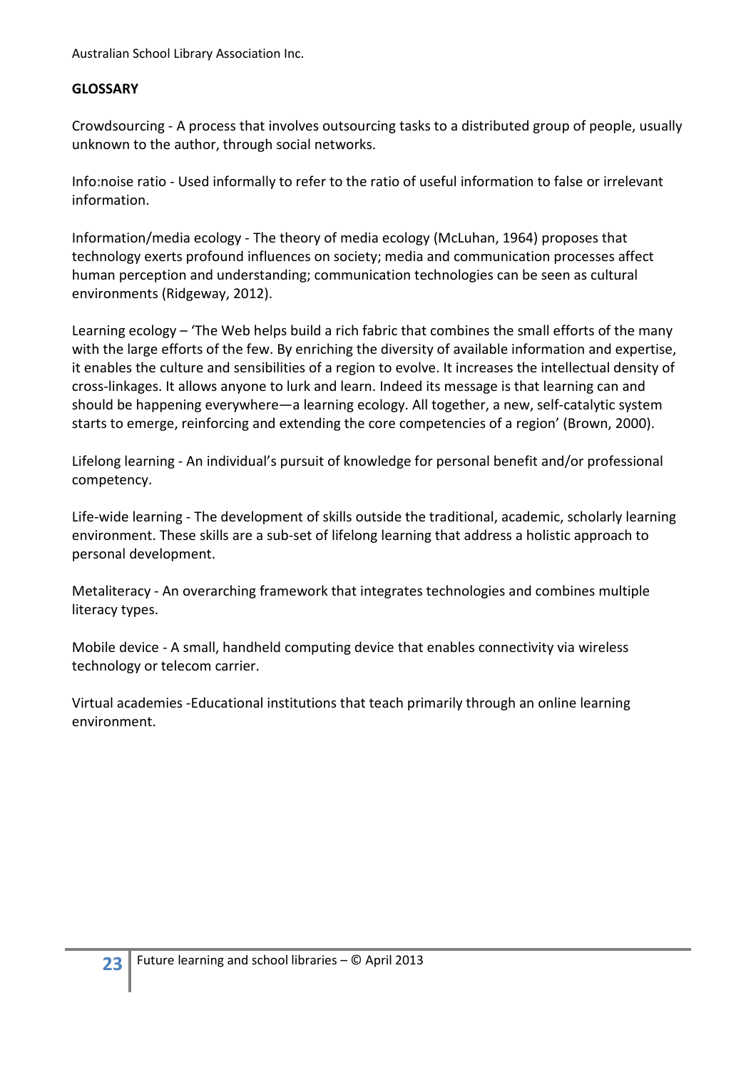## GLOSSARY

Crowdsourcing - A process that involves outsourcing tasks to a distributed group of people, usually unknown to the author, through social networks.

Info:noise ratio - Used informally to refer to the ratio of useful information to false or irrelevant information.

Information/media ecology - The theory of media ecology (McLuhan, 1964) proposes that technology exerts profound influences on society; media and communication processes affect human perception and understanding; communication technologies can be seen as cultural environments (Ridgeway, 2012).

Learning ecology – 'The Web helps build a rich fabric that combines the small efforts of the many with the large efforts of the few. By enriching the diversity of available information and expertise, it enables the culture and sensibilities of a region to evolve. It increases the intellectual density of cross-linkages. It allows anyone to lurk and learn. Indeed its message is that learning can and should be happening everywhere—a learning ecology. All together, a new, self-catalytic system starts to emerge, reinforcing and extending the core competencies of a region' (Brown, 2000).

Lifelong learning - An individual's pursuit of knowledge for personal benefit and/or professional competency.

Life-wide learning - The development of skills outside the traditional, academic, scholarly learning environment. These skills are a sub-set of lifelong learning that address a holistic approach to personal development.

Metaliteracy - An overarching framework that integrates technologies and combines multiple literacy types.

Mobile device - A small, handheld computing device that enables connectivity via wireless technology or telecom carrier.

Virtual academies -Educational institutions that teach primarily through an online learning environment.